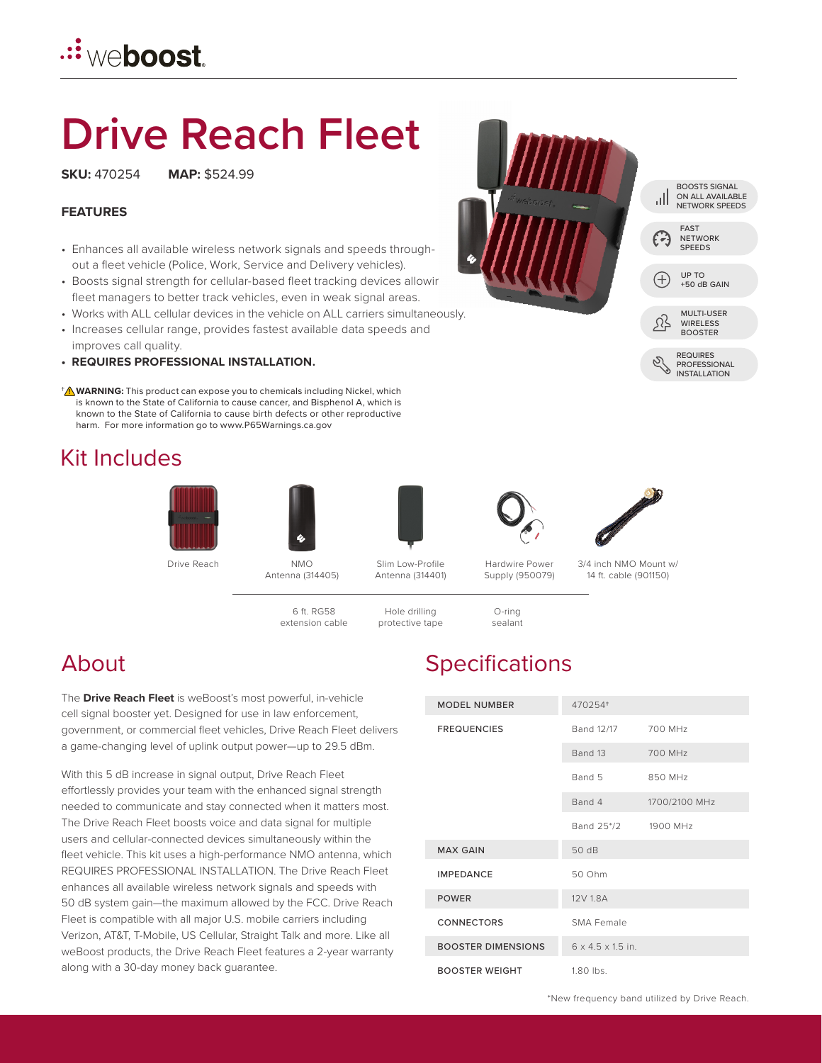# Drive Reach Fleet

**SKU:** 470254 **MAP:** $524.99

## FEATURES

- Enhances all available wireless network signals and speeds throughout a fleet vehicle (Police, Work, Service and Delivery vehicles).
- Boosts signal strength for cellular-based fleet tracking devices allowir fleet managers to better track vehicles, even in weak signal areas.
- Works with ALL cellular devices in the vehicle on ALL carriers simultaneously.
- Increases cellular range, provides fastest available data speeds and improves call quality.
- **REQUIRES PROFESSIONAL INSTALLATION.**

BOOSTS SIGNAL ON ALL AVAILABLE NETWORK SPEEDS

FAST NETWORK SPEEDS

UP TO +50 dB GAIN

MULTI-USER WIRELESS BOOSTER

REQUIRES PROFESSIONAL INSTALLATION

† ⚠ **WARNING:** This product can expose you to chemicals including Nickel, which is known to the State of California to cause cancer, and Bisphenol A, which is known to the State of California to cause birth defects or other reproductive harm. For more information go to www.P65Warnings.ca.gov

## Kit Includes

- Drive Reach
- NMO Antenna (314405)
- Slim Low-Profile Antenna (314401)
- Hardwire Power Supply (950079)
- 3/4 inch NMO Mount w/ 14 ft. cable (901150)
- 6 ft. RG58 extension cable
- Hole drilling protective tape
- O-ring sealant

## About

The **Drive Reach Fleet** is weBoost's most powerful, in-vehicle cell signal booster yet. Designed for use in law enforcement, government, or commercial fleet vehicles, Drive Reach Fleet delivers a game-changing level of uplink output power—up to 29.5 dBm.

With this 5 dB increase in signal output, Drive Reach Fleet effortlessly provides your team with the enhanced signal strength needed to communicate and stay connected when it matters most. The Drive Reach Fleet boosts voice and data signal for multiple users and cellular-connected devices simultaneously within the fleet vehicle. This kit uses a high-performance NMO antenna, which REQUIRES PROFESSIONAL INSTALLATION. The Drive Reach Fleet enhances all available wireless network signals and speeds with 50 dB system gain—the maximum allowed by the FCC. Drive Reach Fleet is compatible with all major U.S. mobile carriers including Verizon, AT&T, T-Mobile, US Cellular, Straight Talk and more. Like all weBoost products, the Drive Reach Fleet features a 2-year warranty along with a 30-day money back guarantee.

## Specifications

| | | |
|---|---|---|
| MODEL NUMBER | 470254† | |
| FREQUENCIES | Band 12/17 | 700 MHz |
| | Band 13 | 700 MHz |
| | Band 5 | 850 MHz |
| | Band 4 | 1700/2100 MHz |
| | Band 25*/2 | 1900 MHz |
| MAX GAIN | 50 dB | |
| IMPEDANCE | 50 Ohm | |
| POWER | 12V 1.8A | |
| CONNECTORS | SMA Female | |
| BOOSTER DIMENSIONS | 6 x 4.5 x 1.5 in. | |
| BOOSTER WEIGHT | 1.80 lbs. | |

*New frequency band utilized by Drive Reach.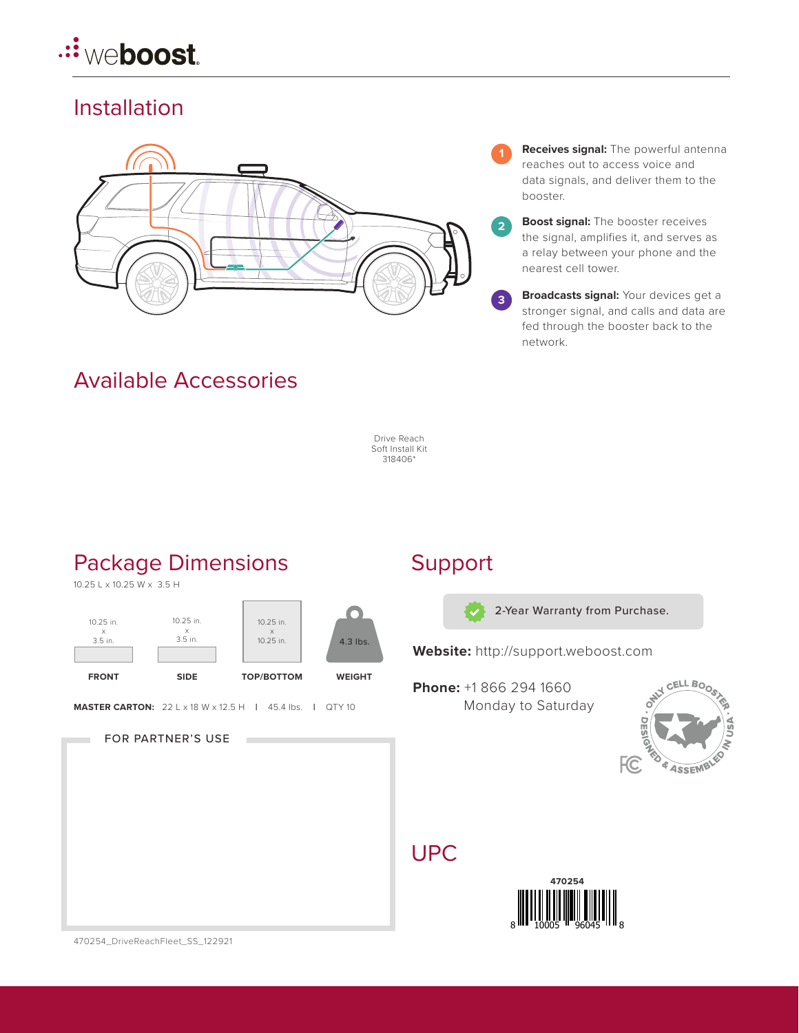## Installation

1. **Receives signal:** The powerful antenna reaches out to access voice and data signals, and deliver them to the booster.
2. **Boost signal:** The booster receives the signal, amplifies it, and serves as a relay between your phone and the nearest cell tower.
3. **Broadcasts signal:** Your devices get a stronger signal, and calls and data are fed through the booster back to the network.

## Available Accessories

Drive Reach
Soft Install Kit
318406*

## Package Dimensions

10.25 L x 10.25 W x 3.5 H

| FRONT | SIDE | TOP/BOTTOM | WEIGHT |
|---|---|---|---|
| 10.25 in. x 3.5 in. | 10.25 in. x 3.5 in. | 10.25 in. x 10.25 in. | 4.3 lbs. |

**MASTER CARTON:** 22 L x 18 W x 12.5 H | 45.4 lbs. | QTY 10

FOR PARTNER'S USE

## Support

2-Year Warranty from Purchase.

**Website:** http://support.weboost.com

**Phone:** +1 866 294 1660
Monday to Saturday

ONLY CELL BOOSTER · DESIGNED & ASSEMBLED IN USA ·

## UPC

470254

8 10005 96045 8

470254_DriveReachFleet_SS_122921